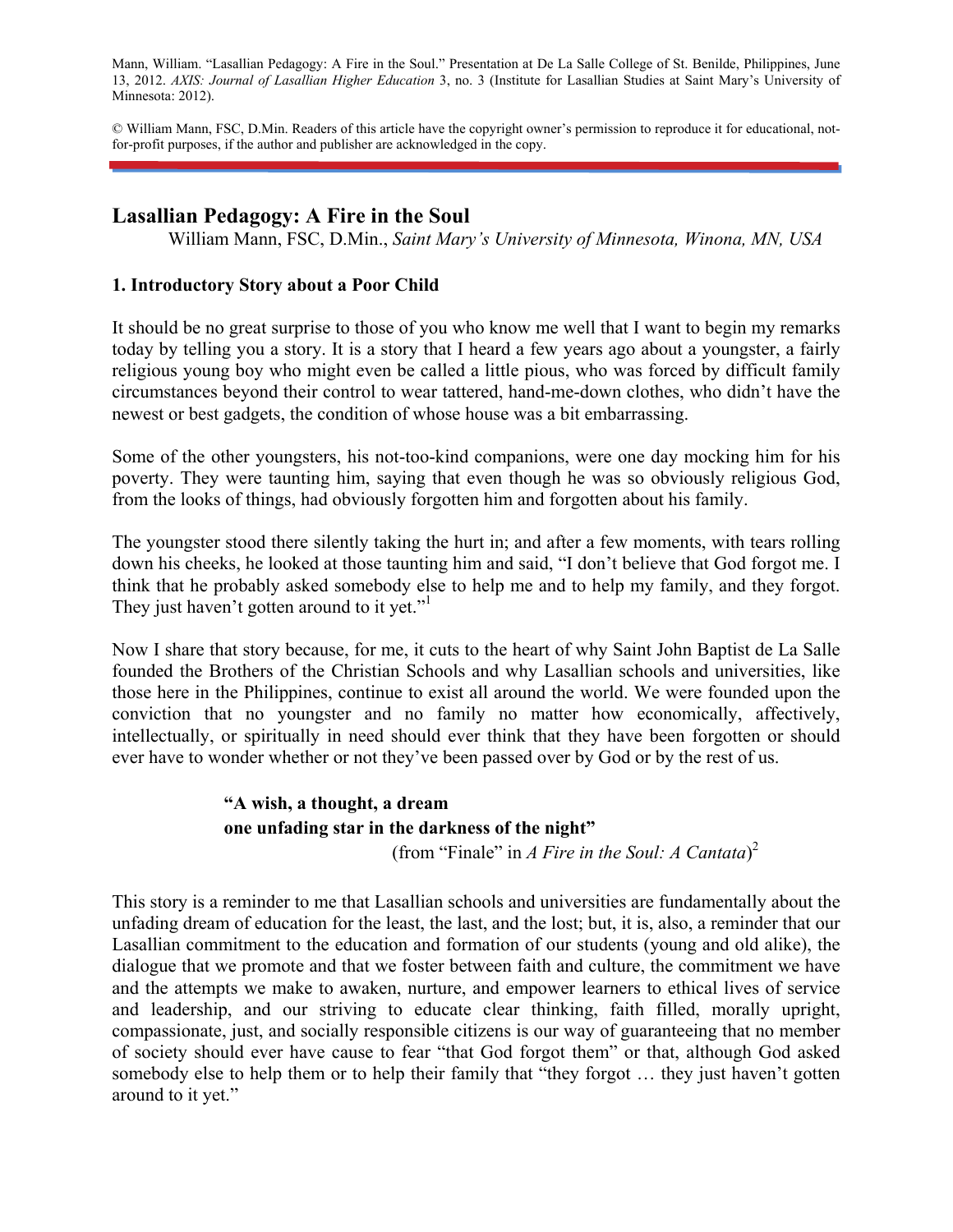Mann, William. "Lasallian Pedagogy: A Fire in the Soul." Presentation at De La Salle College of St. Benilde, Philippines, June 13, 2012. *AXIS: Journal of Lasallian Higher Education* 3, no. 3 (Institute for Lasallian Studies at Saint Mary's University of Minnesota: 2012).

© William Mann, FSC, D.Min. Readers of this article have the copyright owner's permission to reproduce it for educational, not-for-profit purposes, if the author and publisher are acknowledged in the copy.

# Lasallian Pedagogy: A Fire in the Soul

William Mann, FSC, D.Min., *Saint Mary's University of Minnesota, Winona, MN, USA*

## 1. Introductory Story about a Poor Child

It should be no great surprise to those of you who know me well that I want to begin my remarks today by telling you a story. It is a story that I heard a few years ago about a youngster, a fairly religious young boy who might even be called a little pious, who was forced by difficult family circumstances beyond their control to wear tattered, hand-me-down clothes, who didn't have the newest or best gadgets, the condition of whose house was a bit embarrassing.

Some of the other youngsters, his not-too-kind companions, were one day mocking him for his poverty. They were taunting him, saying that even though he was so obviously religious God, from the looks of things, had obviously forgotten him and forgotten about his family.

The youngster stood there silently taking the hurt in; and after a few moments, with tears rolling down his cheeks, he looked at those taunting him and said, "I don't believe that God forgot me. I think that he probably asked somebody else to help me and to help my family, and they forgot. They just haven't gotten around to it yet."[1]

Now I share that story because, for me, it cuts to the heart of why Saint John Baptist de La Salle founded the Brothers of the Christian Schools and why Lasallian schools and universities, like those here in the Philippines, continue to exist all around the world. We were founded upon the conviction that no youngster and no family no matter how economically, affectively, intellectually, or spiritually in need should ever think that they have been forgotten or should ever have to wonder whether or not they've been passed over by God or by the rest of us.

> **"A wish, a thought, a dream**
> **one unfading star in the darkness of the night"**
> (from "Finale" in *A Fire in the Soul: A Cantata*)[2]

This story is a reminder to me that Lasallian schools and universities are fundamentally about the unfading dream of education for the least, the last, and the lost; but, it is, also, a reminder that our Lasallian commitment to the education and formation of our students (young and old alike), the dialogue that we promote and that we foster between faith and culture, the commitment we have and the attempts we make to awaken, nurture, and empower learners to ethical lives of service and leadership, and our striving to educate clear thinking, faith filled, morally upright, compassionate, just, and socially responsible citizens is our way of guaranteeing that no member of society should ever have cause to fear "that God forgot them" or that, although God asked somebody else to help them or to help their family that "they forgot … they just haven't gotten around to it yet."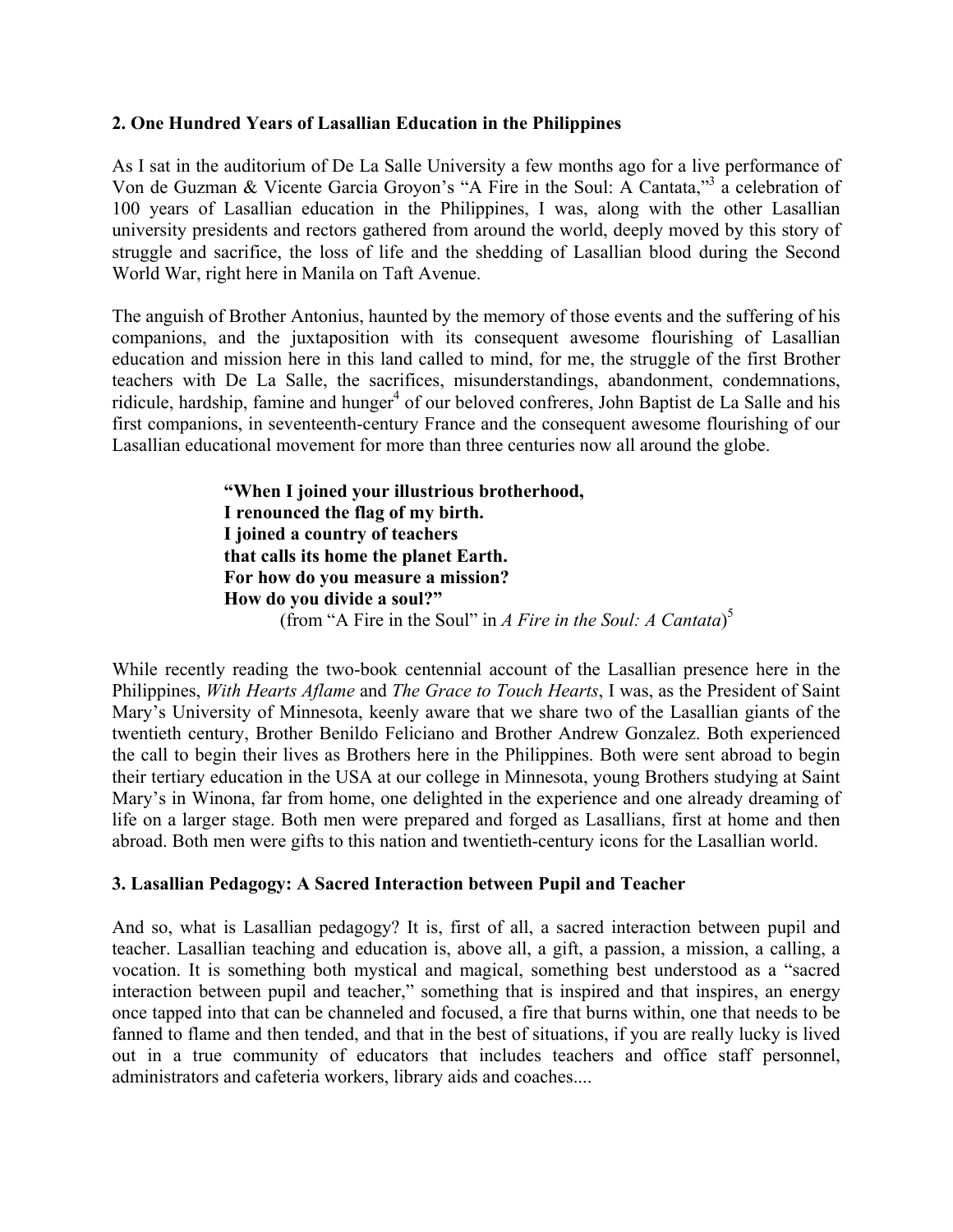### 2. One Hundred Years of Lasallian Education in the Philippines

As I sat in the auditorium of De La Salle University a few months ago for a live performance of Von de Guzman & Vicente Garcia Groyon's "A Fire in the Soul: A Cantata,"[3] a celebration of 100 years of Lasallian education in the Philippines, I was, along with the other Lasallian university presidents and rectors gathered from around the world, deeply moved by this story of struggle and sacrifice, the loss of life and the shedding of Lasallian blood during the Second World War, right here in Manila on Taft Avenue.

The anguish of Brother Antonius, haunted by the memory of those events and the suffering of his companions, and the juxtaposition with its consequent awesome flourishing of Lasallian education and mission here in this land called to mind, for me, the struggle of the first Brother teachers with De La Salle, the sacrifices, misunderstandings, abandonment, condemnations, ridicule, hardship, famine and hunger[4] of our beloved confreres, John Baptist de La Salle and his first companions, in seventeenth-century France and the consequent awesome flourishing of our Lasallian educational movement for more than three centuries now all around the globe.

> **"When I joined your illustrious brotherhood,**
> **I renounced the flag of my birth.**
> **I joined a country of teachers**
> **that calls its home the planet Earth.**
> **For how do you measure a mission?**
> **How do you divide a soul?"**
> (from "A Fire in the Soul" in *A Fire in the Soul: A Cantata*)[5]

While recently reading the two-book centennial account of the Lasallian presence here in the Philippines, *With Hearts Aflame* and *The Grace to Touch Hearts*, I was, as the President of Saint Mary's University of Minnesota, keenly aware that we share two of the Lasallian giants of the twentieth century, Brother Benildo Feliciano and Brother Andrew Gonzalez. Both experienced the call to begin their lives as Brothers here in the Philippines. Both were sent abroad to begin their tertiary education in the USA at our college in Minnesota, young Brothers studying at Saint Mary's in Winona, far from home, one delighted in the experience and one already dreaming of life on a larger stage. Both men were prepared and forged as Lasallians, first at home and then abroad. Both men were gifts to this nation and twentieth-century icons for the Lasallian world.

### 3. Lasallian Pedagogy: A Sacred Interaction between Pupil and Teacher

And so, what is Lasallian pedagogy? It is, first of all, a sacred interaction between pupil and teacher. Lasallian teaching and education is, above all, a gift, a passion, a mission, a calling, a vocation. It is something both mystical and magical, something best understood as a "sacred interaction between pupil and teacher," something that is inspired and that inspires, an energy once tapped into that can be channeled and focused, a fire that burns within, one that needs to be fanned to flame and then tended, and that in the best of situations, if you are really lucky is lived out in a true community of educators that includes teachers and office staff personnel, administrators and cafeteria workers, library aids and coaches....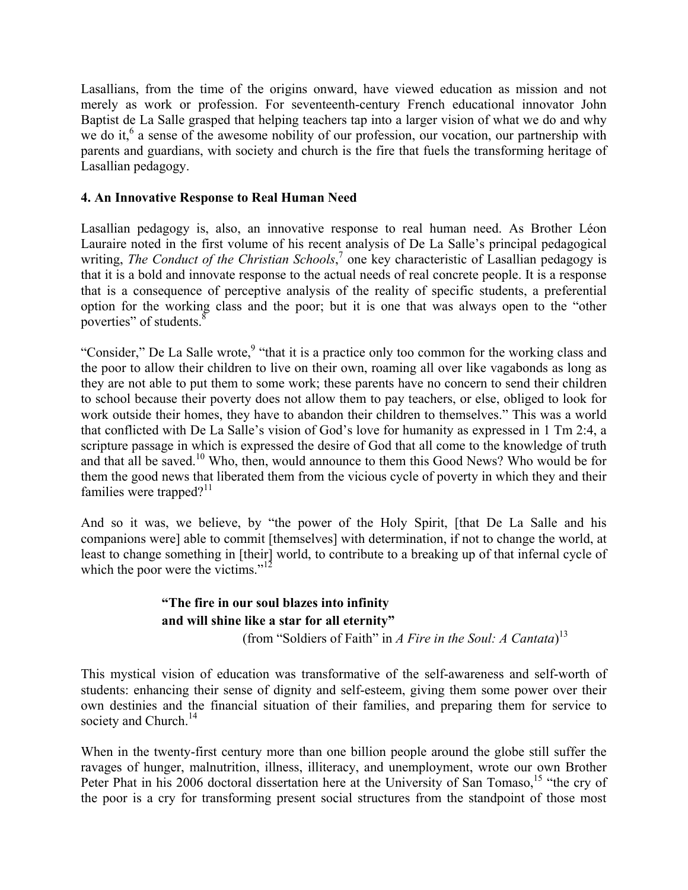Lasallians, from the time of the origins onward, have viewed education as mission and not merely as work or profession. For seventeenth-century French educational innovator John Baptist de La Salle grasped that helping teachers tap into a larger vision of what we do and why we do it,[6] a sense of the awesome nobility of our profession, our vocation, our partnership with parents and guardians, with society and church is the fire that fuels the transforming heritage of Lasallian pedagogy.

**4. An Innovative Response to Real Human Need**

Lasallian pedagogy is, also, an innovative response to real human need. As Brother Léon Lauraire noted in the first volume of his recent analysis of De La Salle's principal pedagogical writing, *The Conduct of the Christian Schools*,[7] one key characteristic of Lasallian pedagogy is that it is a bold and innovate response to the actual needs of real concrete people. It is a response that is a consequence of perceptive analysis of the reality of specific students, a preferential option for the working class and the poor; but it is one that was always open to the "other poverties" of students.[8]

"Consider," De La Salle wrote,[9] "that it is a practice only too common for the working class and the poor to allow their children to live on their own, roaming all over like vagabonds as long as they are not able to put them to some work; these parents have no concern to send their children to school because their poverty does not allow them to pay teachers, or else, obliged to look for work outside their homes, they have to abandon their children to themselves." This was a world that conflicted with De La Salle's vision of God's love for humanity as expressed in 1 Tm 2:4, a scripture passage in which is expressed the desire of God that all come to the knowledge of truth and that all be saved.[10] Who, then, would announce to them this Good News? Who would be for them the good news that liberated them from the vicious cycle of poverty in which they and their families were trapped?[11]

And so it was, we believe, by "the power of the Holy Spirit, [that De La Salle and his companions were] able to commit [themselves] with determination, if not to change the world, at least to change something in [their] world, to contribute to a breaking up of that infernal cycle of which the poor were the victims."[12]

> **"The fire in our soul blazes into infinity**
> **and will shine like a star for all eternity"**
> (from "Soldiers of Faith" in *A Fire in the Soul: A Cantata*)[13]

This mystical vision of education was transformative of the self-awareness and self-worth of students: enhancing their sense of dignity and self-esteem, giving them some power over their own destinies and the financial situation of their families, and preparing them for service to society and Church.[14]

When in the twenty-first century more than one billion people around the globe still suffer the ravages of hunger, malnutrition, illness, illiteracy, and unemployment, wrote our own Brother Peter Phat in his 2006 doctoral dissertation here at the University of San Tomaso,[15] "the cry of the poor is a cry for transforming present social structures from the standpoint of those most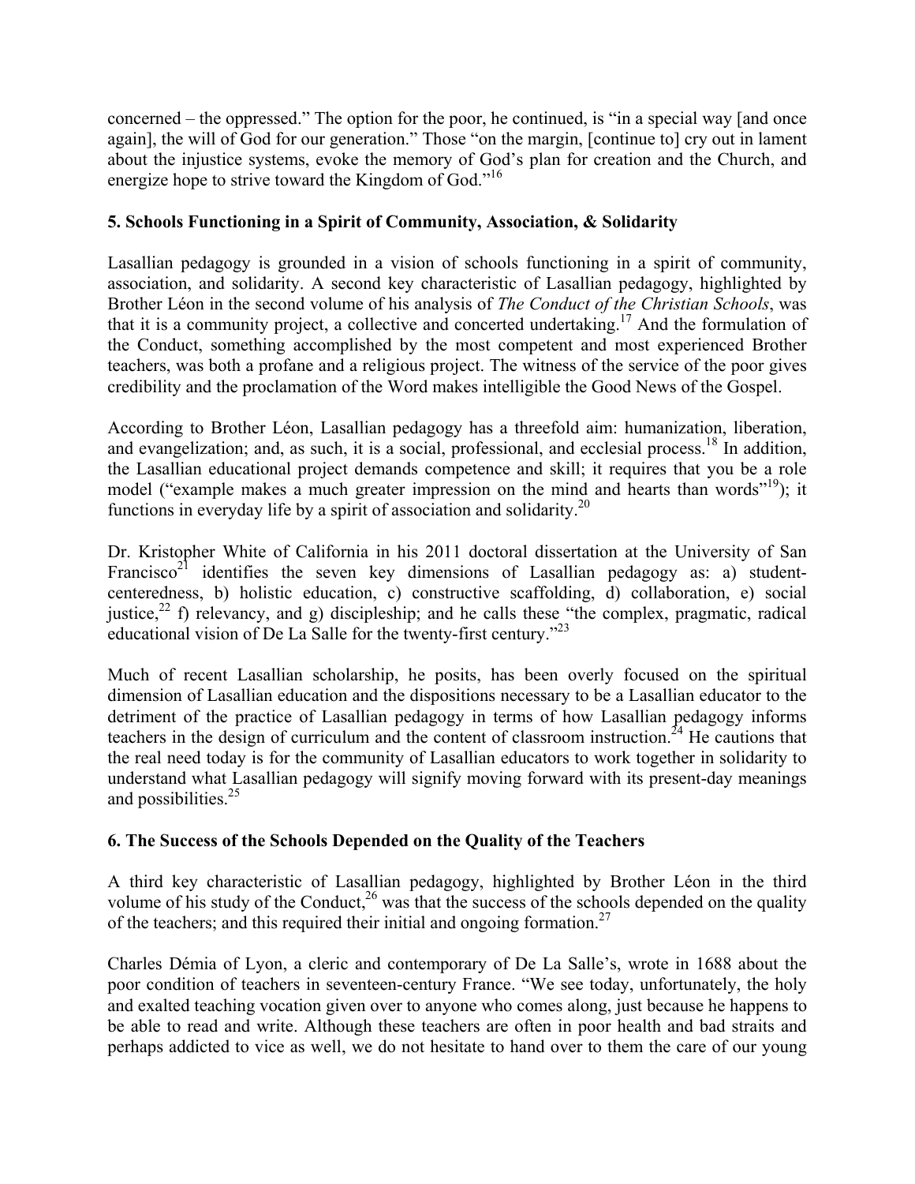concerned – the oppressed." The option for the poor, he continued, is "in a special way [and once again], the will of God for our generation." Those "on the margin, [continue to] cry out in lament about the injustice systems, evoke the memory of God's plan for creation and the Church, and energize hope to strive toward the Kingdom of God."[16]

### 5. Schools Functioning in a Spirit of Community, Association, & Solidarity

Lasallian pedagogy is grounded in a vision of schools functioning in a spirit of community, association, and solidarity. A second key characteristic of Lasallian pedagogy, highlighted by Brother Léon in the second volume of his analysis of *The Conduct of the Christian Schools*, was that it is a community project, a collective and concerted undertaking.[17] And the formulation of the Conduct, something accomplished by the most competent and most experienced Brother teachers, was both a profane and a religious project. The witness of the service of the poor gives credibility and the proclamation of the Word makes intelligible the Good News of the Gospel.

According to Brother Léon, Lasallian pedagogy has a threefold aim: humanization, liberation, and evangelization; and, as such, it is a social, professional, and ecclesial process.[18] In addition, the Lasallian educational project demands competence and skill; it requires that you be a role model ("example makes a much greater impression on the mind and hearts than words"[19]); it functions in everyday life by a spirit of association and solidarity.[20]

Dr. Kristopher White of California in his 2011 doctoral dissertation at the University of San Francisco[21] identifies the seven key dimensions of Lasallian pedagogy as: a) student-centeredness, b) holistic education, c) constructive scaffolding, d) collaboration, e) social justice,[22] f) relevancy, and g) discipleship; and he calls these "the complex, pragmatic, radical educational vision of De La Salle for the twenty-first century."[23]

Much of recent Lasallian scholarship, he posits, has been overly focused on the spiritual dimension of Lasallian education and the dispositions necessary to be a Lasallian educator to the detriment of the practice of Lasallian pedagogy in terms of how Lasallian pedagogy informs teachers in the design of curriculum and the content of classroom instruction.[24] He cautions that the real need today is for the community of Lasallian educators to work together in solidarity to understand what Lasallian pedagogy will signify moving forward with its present-day meanings and possibilities.[25]

### 6. The Success of the Schools Depended on the Quality of the Teachers

A third key characteristic of Lasallian pedagogy, highlighted by Brother Léon in the third volume of his study of the Conduct,[26] was that the success of the schools depended on the quality of the teachers; and this required their initial and ongoing formation.[27]

Charles Démia of Lyon, a cleric and contemporary of De La Salle's, wrote in 1688 about the poor condition of teachers in seventeen-century France. "We see today, unfortunately, the holy and exalted teaching vocation given over to anyone who comes along, just because he happens to be able to read and write. Although these teachers are often in poor health and bad straits and perhaps addicted to vice as well, we do not hesitate to hand over to them the care of our young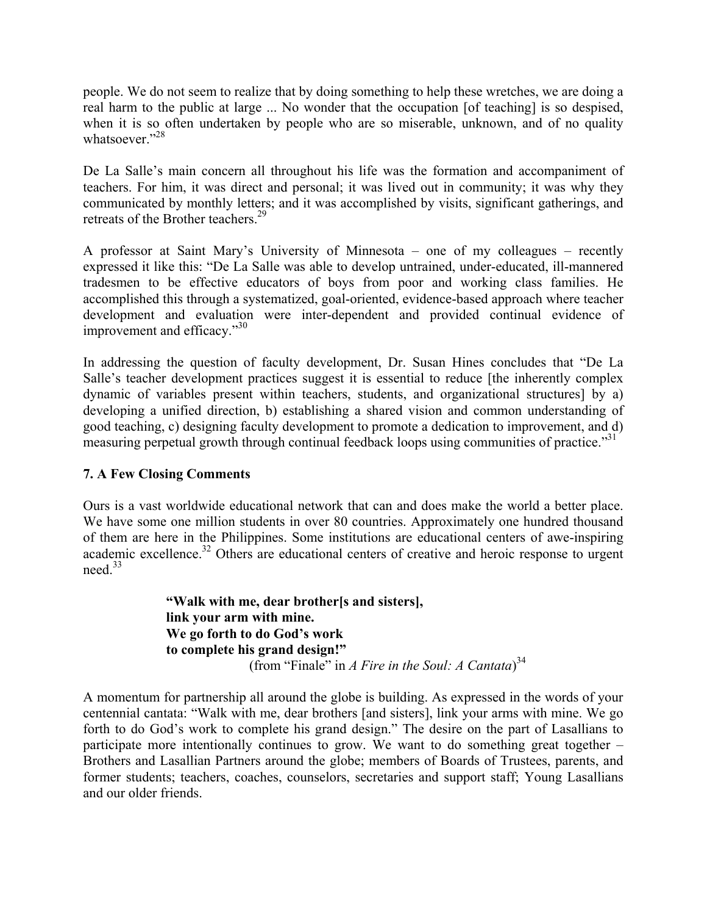people. We do not seem to realize that by doing something to help these wretches, we are doing a real harm to the public at large ... No wonder that the occupation [of teaching] is so despised, when it is so often undertaken by people who are so miserable, unknown, and of no quality whatsoever."[28]

De La Salle's main concern all throughout his life was the formation and accompaniment of teachers. For him, it was direct and personal; it was lived out in community; it was why they communicated by monthly letters; and it was accomplished by visits, significant gatherings, and retreats of the Brother teachers.[29]

A professor at Saint Mary's University of Minnesota – one of my colleagues – recently expressed it like this: "De La Salle was able to develop untrained, under-educated, ill-mannered tradesmen to be effective educators of boys from poor and working class families. He accomplished this through a systematized, goal-oriented, evidence-based approach where teacher development and evaluation were inter-dependent and provided continual evidence of improvement and efficacy."[30]

In addressing the question of faculty development, Dr. Susan Hines concludes that "De La Salle's teacher development practices suggest it is essential to reduce [the inherently complex dynamic of variables present within teachers, students, and organizational structures] by a) developing a unified direction, b) establishing a shared vision and common understanding of good teaching, c) designing faculty development to promote a dedication to improvement, and d) measuring perpetual growth through continual feedback loops using communities of practice."[31]

### 7. A Few Closing Comments

Ours is a vast worldwide educational network that can and does make the world a better place. We have some one million students in over 80 countries. Approximately one hundred thousand of them are here in the Philippines. Some institutions are educational centers of awe-inspiring academic excellence.[32] Others are educational centers of creative and heroic response to urgent need.[33]

> **"Walk with me, dear brother[s and sisters],**
> **link your arm with mine.**
> **We go forth to do God's work**
> **to complete his grand design!"**
> (from "Finale" in *A Fire in the Soul: A Cantata*)[34]

A momentum for partnership all around the globe is building. As expressed in the words of your centennial cantata: "Walk with me, dear brothers [and sisters], link your arms with mine. We go forth to do God's work to complete his grand design." The desire on the part of Lasallians to participate more intentionally continues to grow. We want to do something great together – Brothers and Lasallian Partners around the globe; members of Boards of Trustees, parents, and former students; teachers, coaches, counselors, secretaries and support staff; Young Lasallians and our older friends.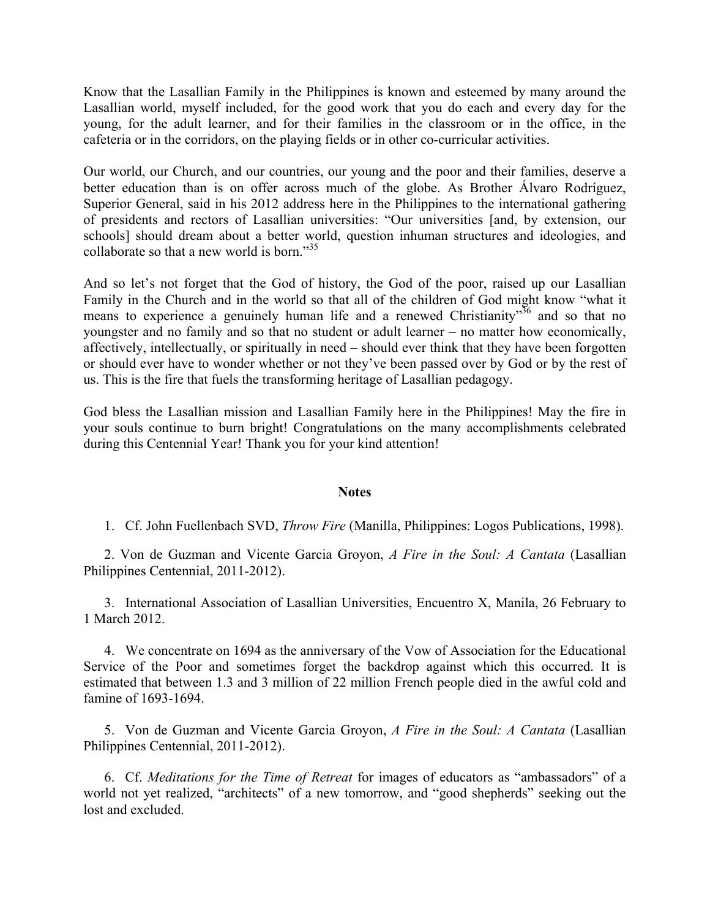Know that the Lasallian Family in the Philippines is known and esteemed by many around the Lasallian world, myself included, for the good work that you do each and every day for the young, for the adult learner, and for their families in the classroom or in the office, in the cafeteria or in the corridors, on the playing fields or in other co-curricular activities.

Our world, our Church, and our countries, our young and the poor and their families, deserve a better education than is on offer across much of the globe. As Brother Álvaro Rodríguez, Superior General, said in his 2012 address here in the Philippines to the international gathering of presidents and rectors of Lasallian universities: "Our universities [and, by extension, our schools] should dream about a better world, question inhuman structures and ideologies, and collaborate so that a new world is born."[35]

And so let's not forget that the God of history, the God of the poor, raised up our Lasallian Family in the Church and in the world so that all of the children of God might know "what it means to experience a genuinely human life and a renewed Christianity"[36] and so that no youngster and no family and so that no student or adult learner – no matter how economically, affectively, intellectually, or spiritually in need – should ever think that they have been forgotten or should ever have to wonder whether or not they've been passed over by God or by the rest of us. This is the fire that fuels the transforming heritage of Lasallian pedagogy.

God bless the Lasallian mission and Lasallian Family here in the Philippines! May the fire in your souls continue to burn bright! Congratulations on the many accomplishments celebrated during this Centennial Year! Thank you for your kind attention!

**Notes**

1. Cf. John Fuellenbach SVD, *Throw Fire* (Manilla, Philippines: Logos Publications, 1998).

2. Von de Guzman and Vicente Garcia Groyon, *A Fire in the Soul: A Cantata* (Lasallian Philippines Centennial, 2011-2012).

3. International Association of Lasallian Universities, Encuentro X, Manila, 26 February to 1 March 2012.

4. We concentrate on 1694 as the anniversary of the Vow of Association for the Educational Service of the Poor and sometimes forget the backdrop against which this occurred. It is estimated that between 1.3 and 3 million of 22 million French people died in the awful cold and famine of 1693-1694.

5. Von de Guzman and Vicente Garcia Groyon, *A Fire in the Soul: A Cantata* (Lasallian Philippines Centennial, 2011-2012).

6. Cf. *Meditations for the Time of Retreat* for images of educators as "ambassadors" of a world not yet realized, "architects" of a new tomorrow, and "good shepherds" seeking out the lost and excluded.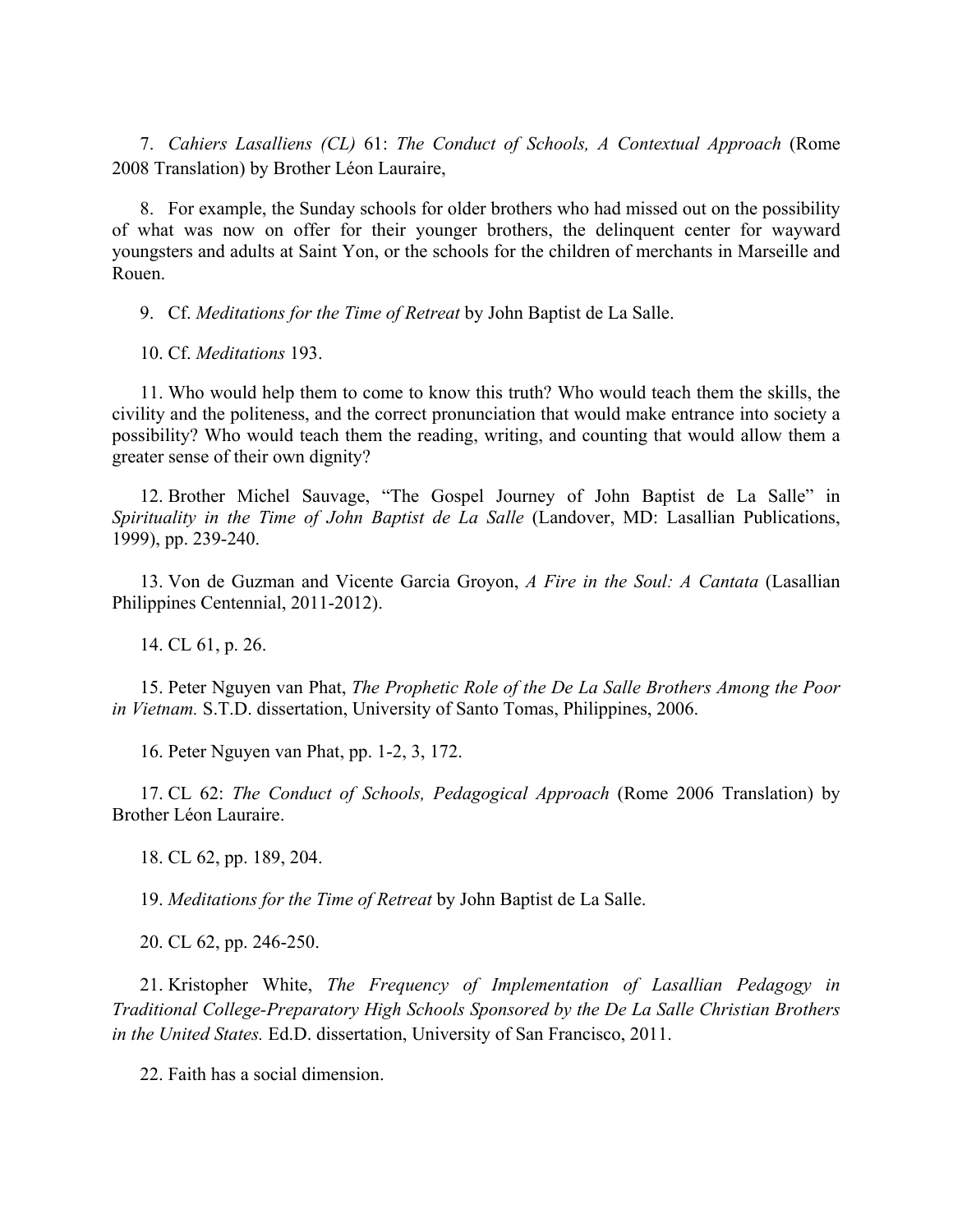7. *Cahiers Lasalliens (CL)* 61: *The Conduct of Schools, A Contextual Approach* (Rome 2008 Translation) by Brother Léon Lauraire,

8. For example, the Sunday schools for older brothers who had missed out on the possibility of what was now on offer for their younger brothers, the delinquent center for wayward youngsters and adults at Saint Yon, or the schools for the children of merchants in Marseille and Rouen.

9. Cf. *Meditations for the Time of Retreat* by John Baptist de La Salle.

10. Cf. *Meditations* 193.

11. Who would help them to come to know this truth? Who would teach them the skills, the civility and the politeness, and the correct pronunciation that would make entrance into society a possibility? Who would teach them the reading, writing, and counting that would allow them a greater sense of their own dignity?

12. Brother Michel Sauvage, "The Gospel Journey of John Baptist de La Salle" in *Spirituality in the Time of John Baptist de La Salle* (Landover, MD: Lasallian Publications, 1999), pp. 239-240.

13. Von de Guzman and Vicente Garcia Groyon, *A Fire in the Soul: A Cantata* (Lasallian Philippines Centennial, 2011-2012).

14. CL 61, p. 26.

15. Peter Nguyen van Phat, *The Prophetic Role of the De La Salle Brothers Among the Poor in Vietnam.* S.T.D. dissertation, University of Santo Tomas, Philippines, 2006.

16. Peter Nguyen van Phat, pp. 1-2, 3, 172.

17. CL 62: *The Conduct of Schools, Pedagogical Approach* (Rome 2006 Translation) by Brother Léon Lauraire.

18. CL 62, pp. 189, 204.

19. *Meditations for the Time of Retreat* by John Baptist de La Salle.

20. CL 62, pp. 246-250.

21. Kristopher White, *The Frequency of Implementation of Lasallian Pedagogy in Traditional College-Preparatory High Schools Sponsored by the De La Salle Christian Brothers in the United States.* Ed.D. dissertation, University of San Francisco, 2011.

22. Faith has a social dimension.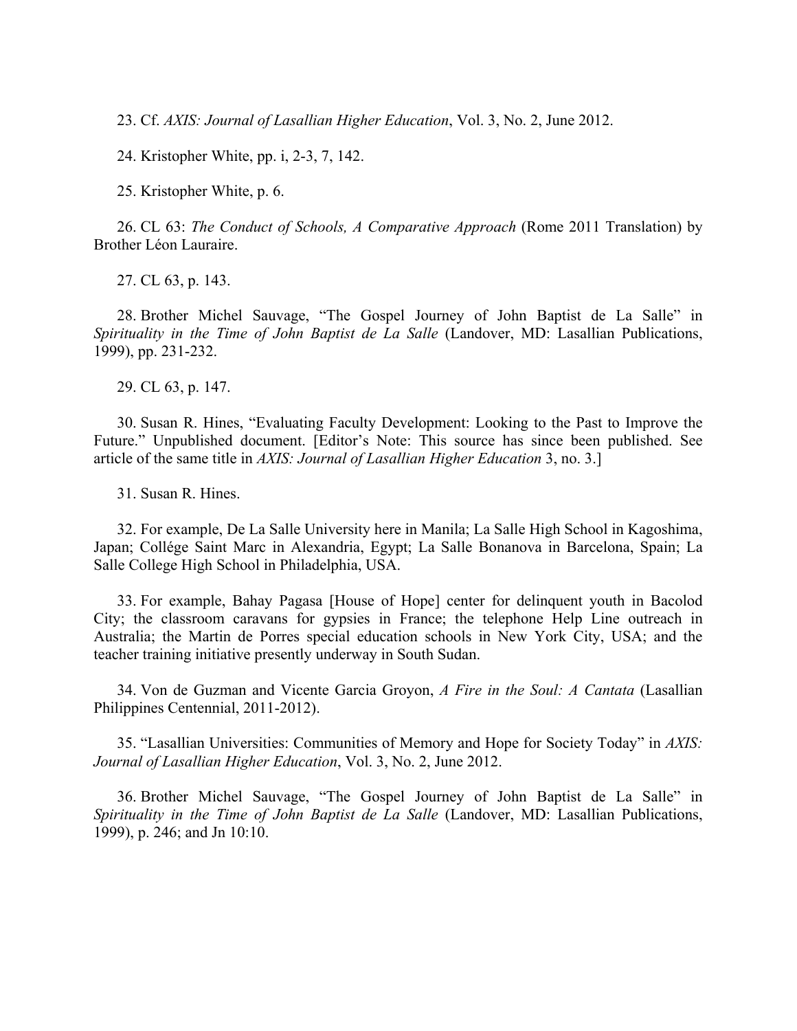23. Cf. *AXIS: Journal of Lasallian Higher Education*, Vol. 3, No. 2, June 2012.

24. Kristopher White, pp. i, 2-3, 7, 142.

25. Kristopher White, p. 6.

26. CL 63: *The Conduct of Schools, A Comparative Approach* (Rome 2011 Translation) by Brother Léon Lauraire.

27. CL 63, p. 143.

28. Brother Michel Sauvage, "The Gospel Journey of John Baptist de La Salle" in *Spirituality in the Time of John Baptist de La Salle* (Landover, MD: Lasallian Publications, 1999), pp. 231-232.

29. CL 63, p. 147.

30. Susan R. Hines, "Evaluating Faculty Development: Looking to the Past to Improve the Future." Unpublished document. [Editor's Note: This source has since been published. See article of the same title in *AXIS: Journal of Lasallian Higher Education* 3, no. 3.]

31. Susan R. Hines.

32. For example, De La Salle University here in Manila; La Salle High School in Kagoshima, Japan; Collége Saint Marc in Alexandria, Egypt; La Salle Bonanova in Barcelona, Spain; La Salle College High School in Philadelphia, USA.

33. For example, Bahay Pagasa [House of Hope] center for delinquent youth in Bacolod City; the classroom caravans for gypsies in France; the telephone Help Line outreach in Australia; the Martin de Porres special education schools in New York City, USA; and the teacher training initiative presently underway in South Sudan.

34. Von de Guzman and Vicente Garcia Groyon, *A Fire in the Soul: A Cantata* (Lasallian Philippines Centennial, 2011-2012).

35. "Lasallian Universities: Communities of Memory and Hope for Society Today" in *AXIS: Journal of Lasallian Higher Education*, Vol. 3, No. 2, June 2012.

36. Brother Michel Sauvage, "The Gospel Journey of John Baptist de La Salle" in *Spirituality in the Time of John Baptist de La Salle* (Landover, MD: Lasallian Publications, 1999), p. 246; and Jn 10:10.